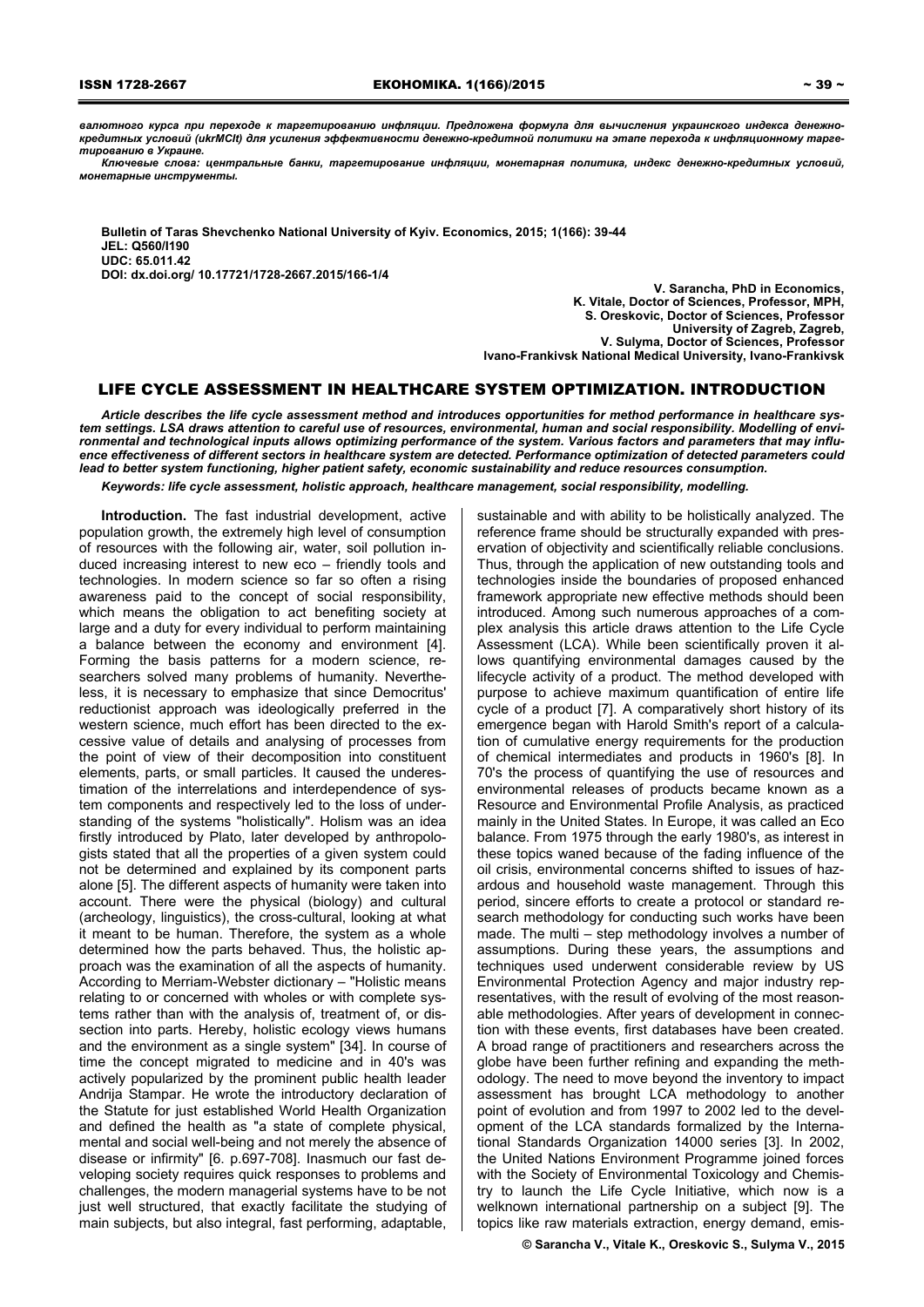*валютного курса при переходе к таргетированию инфляции. Предложена формула для вычисления украинского индекса денежно-кредитных условий (ukrMCIt) для усиления эффективности денежно-кредитной политики на этапе перехода к инфляционному таргетированию в Украине.*

*Ключевые слова: центральные банки, таргетирование инфляции, монетарная политика, индекс денежно-кредитных условий, монетарные инструменты.*

**Bulletin of Taras Shevchenko National University of Kyiv. Economics, 2015; 1(166): 39-44**
**JEL: Q560/I190**
**UDC: 65.011.42**
**DOI: dx.doi.org/ 10.17721/1728-2667.2015/166-1/4**

**V. Sarancha, PhD in Economics,**
**K. Vitale, Doctor of Sciences, Professor, MPH,**
**S. Oreskovic, Doctor of Sciences, Professor**
**University of Zagreb, Zagreb,**
**V. Sulyma, Doctor of Sciences, Professor**
**Ivano-Frankivsk National Medical University, Ivano-Frankivsk**

# LIFE CYCLE ASSESSMENT IN HEALTHCARE SYSTEM OPTIMIZATION. INTRODUCTION

***Article describes the life cycle assessment method and introduces opportunities for method performance in healthcare system settings. LSA draws attention to careful use of resources, environmental, human and social responsibility. Modelling of environmental and technological inputs allows optimizing performance of the system. Various factors and parameters that may influence effectiveness of different sectors in healthcare system are detected. Performance optimization of detected parameters could lead to better system functioning, higher patient safety, economic sustainability and reduce resources consumption.***

***Keywords: life cycle assessment, holistic approach, healthcare management, social responsibility, modelling.***

**Introduction.** The fast industrial development, active population growth, the extremely high level of consumption of resources with the following air, water, soil pollution induced increasing interest to new eco – friendly tools and technologies. In modern science so far so often a rising awareness paid to the concept of social responsibility, which means the obligation to act benefiting society at large and a duty for every individual to perform maintaining a balance between the economy and environment [4]. Forming the basis patterns for a modern science, researchers solved many problems of humanity. Nevertheless, it is necessary to emphasize that since Democritus' reductionist approach was ideologically preferred in the western science, much effort has been directed to the excessive value of details and analysing of processes from the point of view of their decomposition into constituent elements, parts, or small particles. It caused the underestimation of the interrelations and interdependence of system components and respectively led to the loss of understanding of the systems "holistically". Holism was an idea firstly introduced by Plato, later developed by anthropologists stated that all the properties of a given system could not be determined and explained by its component parts alone [5]. The different aspects of humanity were taken into account. There were the physical (biology) and cultural (archeology, linguistics), the cross-cultural, looking at what it meant to be human. Therefore, the system as a whole determined how the parts behaved. Thus, the holistic approach was the examination of all the aspects of humanity. According to Merriam-Webster dictionary – "Holistic means relating to or concerned with wholes or with complete systems rather than with the analysis of, treatment of, or dissection into parts. Hereby, holistic ecology views humans and the environment as a single system" [34]. In course of time the concept migrated to medicine and in 40's was actively popularized by the prominent public health leader Andrija Stampar. He wrote the introductory declaration of the Statute for just established World Health Organization and defined the health as "a state of complete physical, mental and social well-being and not merely the absence of disease or infirmity" [6. p.697-708]. Inasmuch our fast developing society requires quick responses to problems and challenges, the modern managerial systems have to be not just well structured, that exactly facilitate the studying of main subjects, but also integral, fast performing, adaptable, sustainable and with ability to be holistically analyzed. The reference frame should be structurally expanded with preservation of objectivity and scientifically reliable conclusions. Thus, through the application of new outstanding tools and technologies inside the boundaries of proposed enhanced framework appropriate new effective methods should been introduced. Among such numerous approaches of a complex analysis this article draws attention to the Life Cycle Assessment (LCA). While been scientifically proven it allows quantifying environmental damages caused by the lifecycle activity of a product. The method developed with purpose to achieve maximum quantification of entire life cycle of a product [7]. A comparatively short history of its emergence began with Harold Smith's report of a calculation of cumulative energy requirements for the production of chemical intermediates and products in 1960's [8]. In 70's the process of quantifying the use of resources and environmental releases of products became known as a Resource and Environmental Profile Analysis, as practiced mainly in the United States. In Europe, it was called an Eco balance. From 1975 through the early 1980's, as interest in these topics waned because of the fading influence of the oil crisis, environmental concerns shifted to issues of hazardous and household waste management. Through this period, sincere efforts to create a protocol or standard research methodology for conducting such works have been made. The multi – step methodology involves a number of assumptions. During these years, the assumptions and techniques used underwent considerable review by US Environmental Protection Agency and major industry representatives, with the result of evolving of the most reasonable methodologies. After years of development in connection with these events, first databases have been created. A broad range of practitioners and researchers across the globe have been further refining and expanding the methodology. The need to move beyond the inventory to impact assessment has brought LCA methodology to another point of evolution and from 1997 to 2002 led to the development of the LCA standards formalized by the International Standards Organization 14000 series [3]. In 2002, the United Nations Environment Programme joined forces with the Society of Environmental Toxicology and Chemistry to launch the Life Cycle Initiative, which now is a welknown international partnership on a subject [9]. The topics like raw materials extraction, energy demand, emis-

© Sarancha V., Vitale K., Oreskovic S., Sulyma V., 2015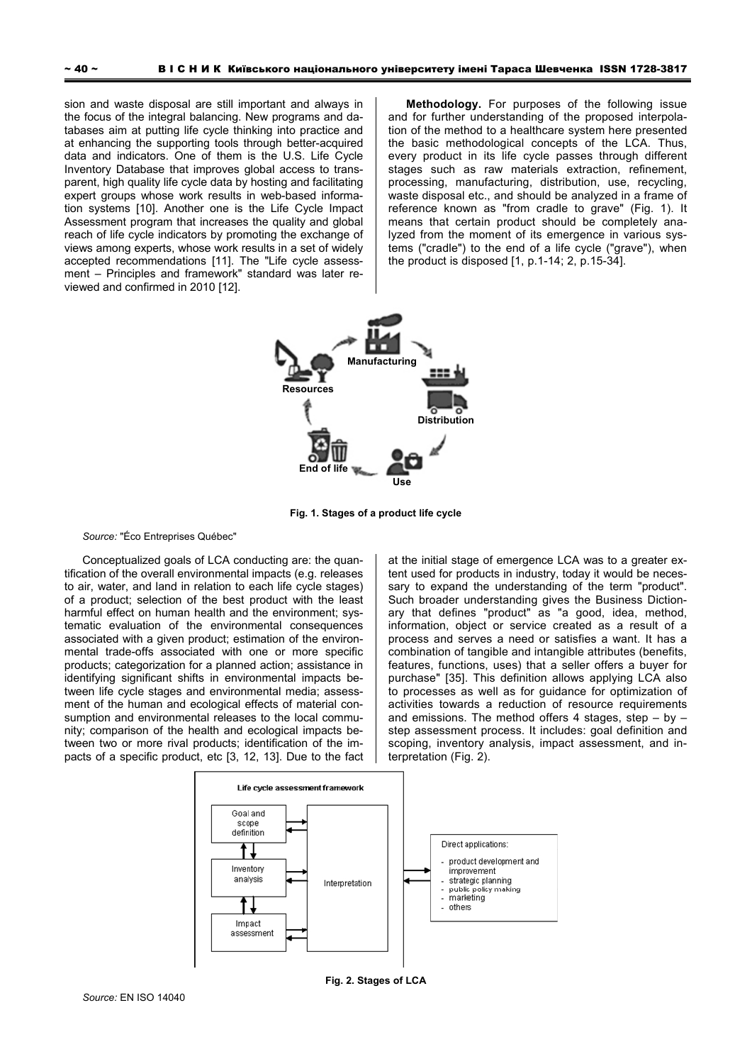sion and waste disposal are still important and always in the focus of the integral balancing. New programs and databases aim at putting life cycle thinking into practice and at enhancing the supporting tools through better-acquired data and indicators. One of them is the U.S. Life Cycle Inventory Database that improves global access to transparent, high quality life cycle data by hosting and facilitating expert groups whose work results in web-based information systems [10]. Another one is the Life Cycle Impact Assessment program that increases the quality and global reach of life cycle indicators by promoting the exchange of views among experts, whose work results in a set of widely accepted recommendations [11]. The "Life cycle assessment – Principles and framework" standard was later reviewed and confirmed in 2010 [12].

**Methodology.** For purposes of the following issue and for further understanding of the proposed interpolation of the method to a healthcare system here presented the basic methodological concepts of the LCA. Thus, every product in its life cycle passes through different stages such as raw materials extraction, refinement, processing, manufacturing, distribution, use, recycling, waste disposal etc., and should be analyzed in a frame of reference known as "from cradle to grave" (Fig. 1). It means that certain product should be completely analyzed from the moment of its emergence in various systems ("cradle") to the end of a life cycle ("grave"), when the product is disposed [1, p.1-14; 2, p.15-34].

Manufacturing

Resources

Distribution

End of life

Use

**Fig. 1. Stages of a product life cycle**

*Source:* "Éco Entreprises Québec"

Conceptualized goals of LCA conducting are: the quantification of the overall environmental impacts (e.g. releases to air, water, and land in relation to each life cycle stages) of a product; selection of the best product with the least harmful effect on human health and the environment; systematic evaluation of the environmental consequences associated with a given product; estimation of the environmental trade-offs associated with one or more specific products; categorization for a planned action; assistance in identifying significant shifts in environmental impacts between life cycle stages and environmental media; assessment of the human and ecological effects of material consumption and environmental releases to the local community; comparison of the health and ecological impacts between two or more rival products; identification of the impacts of a specific product, etc [3, 12, 13]. Due to the fact at the initial stage of emergence LCA was to a greater extent used for products in industry, today it would be necessary to expand the understanding of the term "product". Such broader understanding gives the Business Dictionary that defines "product" as "a good, idea, method, information, object or service created as a result of a process and serves a need or satisfies a want. It has a combination of tangible and intangible attributes (benefits, features, functions, uses) that a seller offers a buyer for purchase" [35]. This definition allows applying LCA also to processes as well as for guidance for optimization of activities towards a reduction of resource requirements and emissions. The method offers 4 stages, step – by – step assessment process. It includes: goal definition and scoping, inventory analysis, impact assessment, and interpretation (Fig. 2).

Life cycle assessment framework

Goal and scope definition

Inventory analysis

Impact assessment

Interpretation

Direct applications:
- product development and improvement
- strategic planning
- public policy making
- marketing
- others

**Fig. 2. Stages of LCA**

*Source:* EN ISO 14040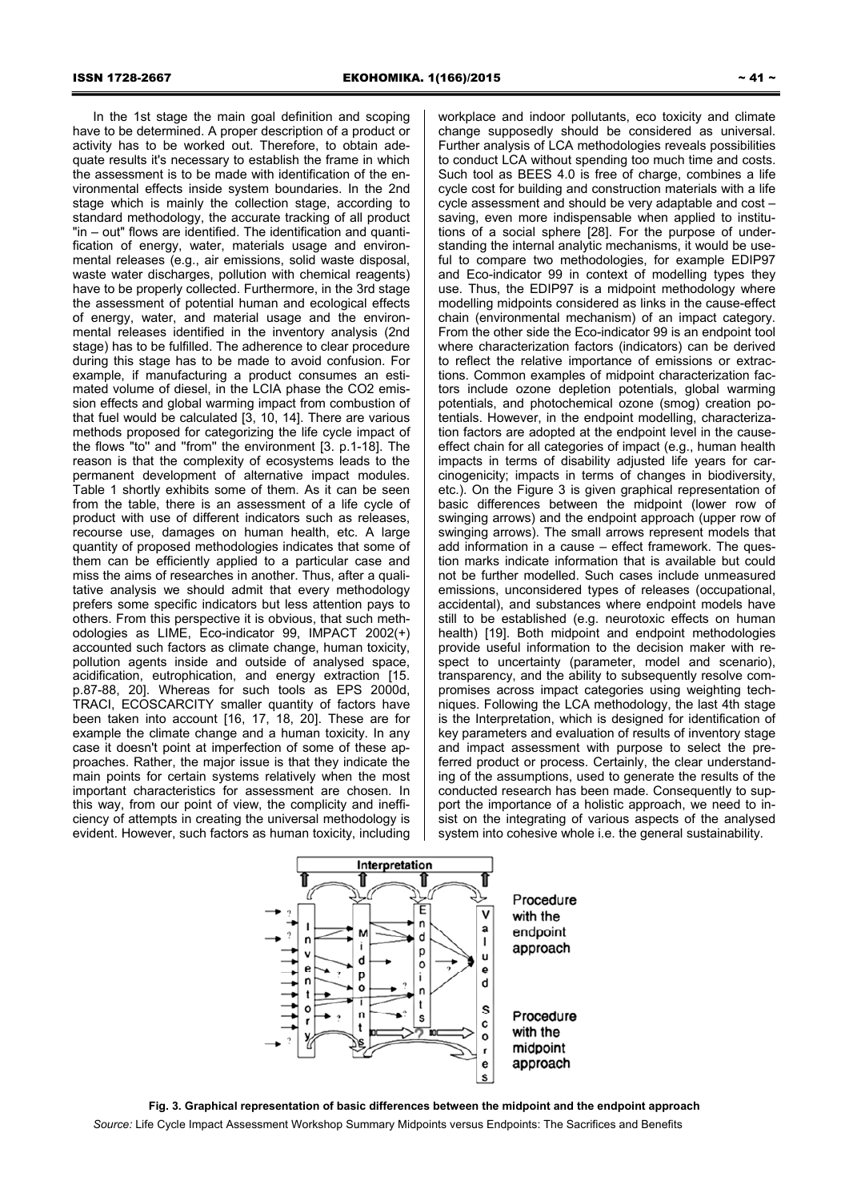In the 1st stage the main goal definition and scoping have to be determined. A proper description of a product or activity has to be worked out. Therefore, to obtain adequate results it's necessary to establish the frame in which the assessment is to be made with identification of the environmental effects inside system boundaries. In the 2nd stage which is mainly the collection stage, according to standard methodology, the accurate tracking of all product "in – out" flows are identified. The identification and quantification of energy, water, materials usage and environmental releases (e.g., air emissions, solid waste disposal, waste water discharges, pollution with chemical reagents) have to be properly collected. Furthermore, in the 3rd stage the assessment of potential human and ecological effects of energy, water, and material usage and the environmental releases identified in the inventory analysis (2nd stage) has to be fulfilled. The adherence to clear procedure during this stage has to be made to avoid confusion. For example, if manufacturing a product consumes an estimated volume of diesel, in the LCIA phase the $CO_2$ emission effects and global warming impact from combustion of that fuel would be calculated [3, 10, 14]. There are various methods proposed for categorizing the life cycle impact of the flows "to" and "from" the environment [3. p.1-18]. The reason is that the complexity of ecosystems leads to the permanent development of alternative impact modules. Table 1 shortly exhibits some of them. As it can be seen from the table, there is an assessment of a life cycle of product with use of different indicators such as releases, recourse use, damages on human health, etc. A large quantity of proposed methodologies indicates that some of them can be efficiently applied to a particular case and miss the aims of researches in another. Thus, after a qualitative analysis we should admit that every methodology prefers some specific indicators but less attention pays to others. From this perspective it is obvious, that such methodologies as LIME, Eco-indicator 99, IMPACT 2002(+) accounted such factors as climate change, human toxicity, pollution agents inside and outside of analysed space, acidification, eutrophication, and energy extraction [15. p.87-88, 20]. Whereas for such tools as EPS 2000d, TRACI, ECOSCARCITY smaller quantity of factors have been taken into account [16, 17, 18, 20]. These are for example the climate change and a human toxicity. In any case it doesn't point at imperfection of some of these approaches. Rather, the major issue is that they indicate the main points for certain systems relatively when the most important characteristics for assessment are chosen. In this way, from our point of view, the complicity and inefficiency of attempts in creating the universal methodology is evident. However, such factors as human toxicity, including workplace and indoor pollutants, eco toxicity and climate change supposedly should be considered as universal. Further analysis of LCA methodologies reveals possibilities to conduct LCA without spending too much time and costs. Such tool as BEES 4.0 is free of charge, combines a life cycle cost for building and construction materials with a life cycle assessment and should be very adaptable and cost – saving, even more indispensable when applied to institutions of a social sphere [28]. For the purpose of understanding the internal analytic mechanisms, it would be useful to compare two methodologies, for example EDIP97 and Eco-indicator 99 in context of modelling types they use. Thus, the EDIP97 is a midpoint methodology where modelling midpoints considered as links in the cause-effect chain (environmental mechanism) of an impact category. From the other side the Eco-indicator 99 is an endpoint tool where characterization factors (indicators) can be derived to reflect the relative importance of emissions or extractions. Common examples of midpoint characterization factors include ozone depletion potentials, global warming potentials, and photochemical ozone (smog) creation potentials. However, in the endpoint modelling, characterization factors are adopted at the endpoint level in the cause-effect chain for all categories of impact (e.g., human health impacts in terms of disability adjusted life years for carcinogenicity; impacts in terms of changes in biodiversity, etc.). On the Figure 3 is given graphical representation of basic differences between the midpoint (lower row of swinging arrows) and the endpoint approach (upper row of swinging arrows). The small arrows represent models that add information in a cause – effect framework. The question marks indicate information that is available but could not be further modelled. Such cases include unmeasured emissions, unconsidered types of releases (occupational, accidental), and substances where endpoint models have still to be established (e.g. neurotoxic effects on human health) [19]. Both midpoint and endpoint methodologies provide useful information to the decision maker with respect to uncertainty (parameter, model and scenario), transparency, and the ability to subsequently resolve compromises across impact categories using weighting techniques. Following the LCA methodology, the last 4th stage is the Interpretation, which is designed for identification of key parameters and evaluation of results of inventory stage and impact assessment with purpose to select the preferred product or process. Certainly, the clear understanding of the assumptions, used to generate the results of the conducted research has been made. Consequently to support the importance of a holistic approach, we need to insist on the integrating of various aspects of the analysed system into cohesive whole i.e. the general sustainability.

Interpretation

Inventory

Midpoints

Endpoints

Valued Scores

Procedure with the endpoint approach

Procedure with the midpoint approach

**Fig. 3. Graphical representation of basic differences between the midpoint and the endpoint approach**

*Source:* Life Cycle Impact Assessment Workshop Summary Midpoints versus Endpoints: The Sacrifices and Benefits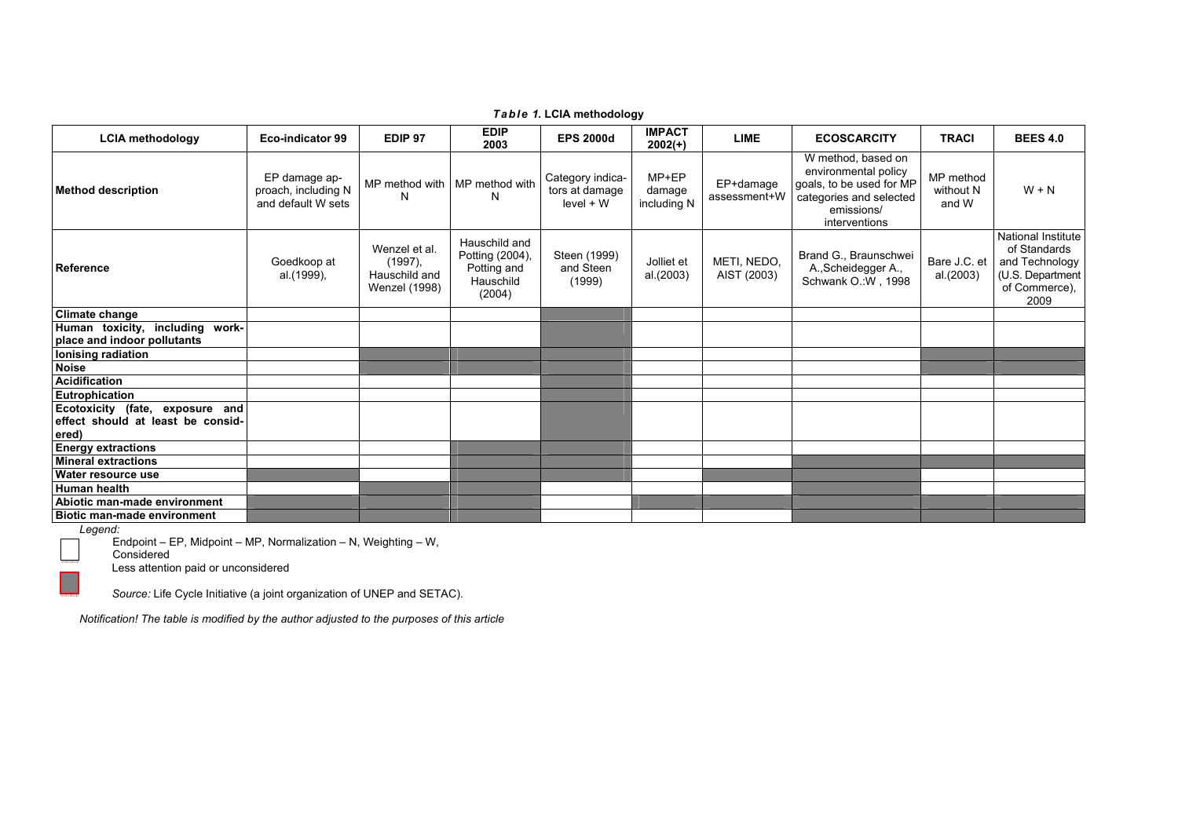***Table 1.* LCIA methodology**

| LCIA methodology | Eco-indicator 99 | EDIP 97 | EDIP 2003 | EPS 2000d | IMPACT 2002(+) | LIME | ECOSCARCITY | TRACI | BEES 4.0 |
|---|---|---|---|---|---|---|---|---|---|
| **Method description** | EP damage approach, including N and default W sets | MP method with N | MP method with N | Category indicators at damage level + W | MP+EP damage including N | EP+damage assessment+W | W method, based on environmental policy goals, to be used for MP categories and selected emissions/ interventions | MP method without N and W | W + N |
| **Reference** | Goedkoop at al.(1999), | Wenzel et al. (1997), Hauschild and Wenzel (1998) | Hauschild and Potting (2004), Potting and Hauschild (2004) | Steen (1999) and Steen (1999) | Jolliet et al.(2003) | METI, NEDO, AIST (2003) | Brand G., Braunschwei A.,Scheidegger A., Schwank O.:W , 1998 | Bare J.C. et al.(2003) | National Institute of Standards and Technology (U.S. Department of Commerce), 2009 |
| **Climate change** | | | | | | | | | |
| **Human toxicity, including workplace and indoor pollutants** | | | | | | | | | |
| **Ionising radiation** | | | | | | | | | |
| **Noise** | | | | | | | | | |
| **Acidification** | | | | | | | | | |
| **Eutrophication** | | | | | | | | | |
| **Ecotoxicity (fate, exposure and effect should at least be considered)** | | | | | | | | | |
| **Energy extractions** | | | | | | | | | |
| **Mineral extractions** | | | | | | | | | |
| **Water resource use** | | | | | | | | | |
| **Human health** | | | | | | | | | |
| **Abiotic man-made environment** | | | | | | | | | |
| **Biotic man-made environment** | | | | | | | | | |

*Legend:*

Endpoint – EP, Midpoint – MP, Normalization – N, Weighting – W,

Considered

Less attention paid or unconsidered

*Source:* Life Cycle Initiative (a joint organization of UNEP and SETAC).

*Notification! The table is modified by the author adjusted to the purposes of this article*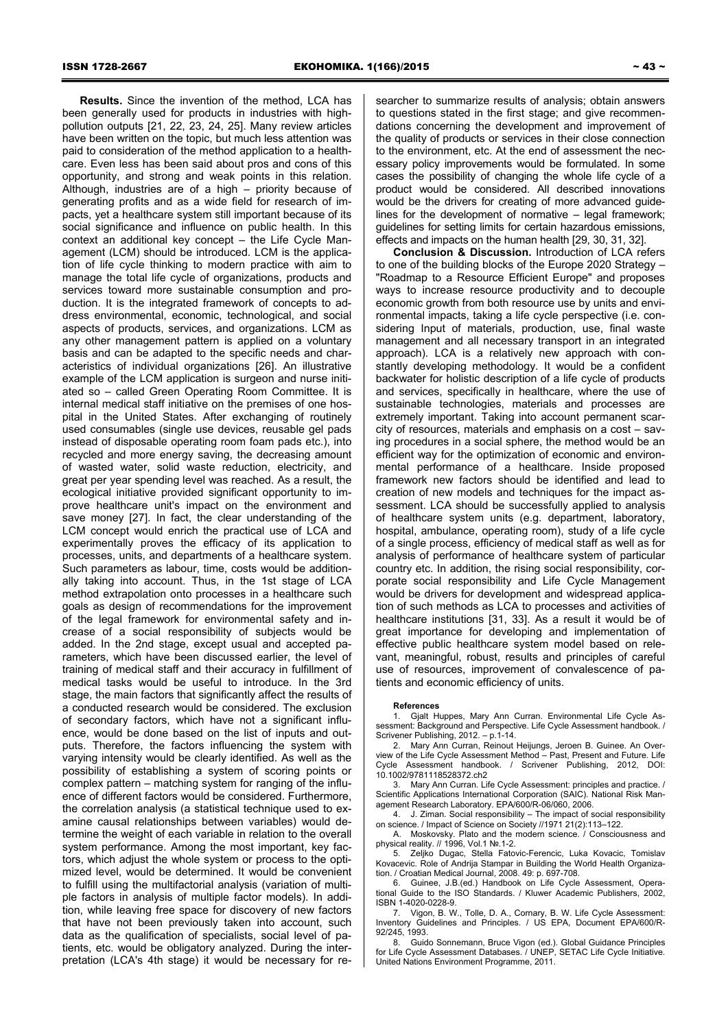**Results.** Since the invention of the method, LCA has been generally used for products in industries with high-pollution outputs [21, 22, 23, 24, 25]. Many review articles have been written on the topic, but much less attention was paid to consideration of the method application to a healthcare. Even less has been said about pros and cons of this opportunity, and strong and weak points in this relation. Although, industries are of a high – priority because of generating profits and as a wide field for research of impacts, yet a healthcare system still important because of its social significance and influence on public health. In this context an additional key concept – the Life Cycle Management (LCM) should be introduced. LCM is the application of life cycle thinking to modern practice with aim to manage the total life cycle of organizations, products and services toward more sustainable consumption and production. It is the integrated framework of concepts to address environmental, economic, technological, and social aspects of products, services, and organizations. LCM as any other management pattern is applied on a voluntary basis and can be adapted to the specific needs and characteristics of individual organizations [26]. An illustrative example of the LCM application is surgeon and nurse initiated so – called Green Operating Room Committee. It is internal medical staff initiative on the premises of one hospital in the United States. After exchanging of routinely used consumables (single use devices, reusable gel pads instead of disposable operating room foam pads etc.), into recycled and more energy saving, the decreasing amount of wasted water, solid waste reduction, electricity, and great per year spending level was reached. As a result, the ecological initiative provided significant opportunity to improve healthcare unit's impact on the environment and save money [27]. In fact, the clear understanding of the LCM concept would enrich the practical use of LCA and experimentally proves the efficacy of its application to processes, units, and departments of a healthcare system. Such parameters as labour, time, costs would be additionally taking into account. Thus, in the 1st stage of LCA method extrapolation onto processes in a healthcare such goals as design of recommendations for the improvement of the legal framework for environmental safety and increase of a social responsibility of subjects would be added. In the 2nd stage, except usual and accepted parameters, which have been discussed earlier, the level of training of medical staff and their accuracy in fulfillment of medical tasks would be useful to introduce. In the 3rd stage, the main factors that significantly affect the results of a conducted research would be considered. The exclusion of secondary factors, which have not a significant influence, would be done based on the list of inputs and outputs. Therefore, the factors influencing the system with varying intensity would be clearly identified. As well as the possibility of establishing a system of scoring points or complex pattern – matching system for ranging of the influence of different factors would be considered. Furthermore, the correlation analysis (a statistical technique used to examine causal relationships between variables) would determine the weight of each variable in relation to the overall system performance. Among the most important, key factors, which adjust the whole system or process to the optimized level, would be determined. It would be convenient to fulfill using the multifactorial analysis (variation of multiple factors in analysis of multiple factor models). In addition, while leaving free space for discovery of new factors that have not been previously taken into account, such data as the qualification of specialists, social level of patients, etc. would be obligatory analyzed. During the interpretation (LCA's 4th stage) it would be necessary for researcher to summarize results of analysis; obtain answers to questions stated in the first stage; and give recommendations concerning the development and improvement of the quality of products or services in their close connection to the environment, etc. At the end of assessment the necessary policy improvements would be formulated. In some cases the possibility of changing the whole life cycle of a product would be considered. All described innovations would be the drivers for creating of more advanced guidelines for the development of normative – legal framework; guidelines for setting limits for certain hazardous emissions, effects and impacts on the human health [29, 30, 31, 32].

**Conclusion & Discussion.** Introduction of LCA refers to one of the building blocks of the Europe 2020 Strategy – "Roadmap to a Resource Efficient Europe" and proposes ways to increase resource productivity and to decouple economic growth from both resource use by units and environmental impacts, taking a life cycle perspective (i.e. considering Input of materials, production, use, final waste management and all necessary transport in an integrated approach). LCA is a relatively new approach with constantly developing methodology. It would be a confident backwater for holistic description of a life cycle of products and services, specifically in healthcare, where the use of sustainable technologies, materials and processes are extremely important. Taking into account permanent scarcity of resources, materials and emphasis on a cost – saving procedures in a social sphere, the method would be an efficient way for the optimization of economic and environmental performance of a healthcare. Inside proposed framework new factors should be identified and lead to creation of new models and techniques for the impact assessment. LCA should be successfully applied to analysis of healthcare system units (e.g. department, laboratory, hospital, ambulance, operating room), study of a life cycle of a single process, efficiency of medical staff as well as for analysis of performance of healthcare system of particular country etc. In addition, the rising social responsibility, corporate social responsibility and Life Cycle Management would be drivers for development and widespread application of such methods as LCA to processes and activities of healthcare institutions [31, 33]. As a result it would be of great importance for developing and implementation of effective public healthcare system model based on relevant, meaningful, robust, results and principles of careful use of resources, improvement of convalescence of patients and economic efficiency of units.

**References**

1. Gjalt Huppes, Mary Ann Curran. Environmental Life Cycle Assessment: Background and Perspective. Life Cycle Assessment handbook. / Scrivener Publishing, 2012. – p.1-14.
2. Mary Ann Curran, Reinout Heijungs, Jeroen B. Guinee. An Overview of the Life Cycle Assessment Method – Past, Present and Future. Life Cycle Assessment handbook. / Scrivener Publishing, 2012, DOI: 10.1002/9781118528372.ch2
3. Mary Ann Curran. Life Cycle Assessment: principles and practice. / Scientific Applications International Corporation (SAIC). National Risk Management Research Laboratory. EPA/600/R-06/060, 2006.
4. J. Ziman. Social responsibility – The impact of social responsibility on science. / Impact of Science on Society //1971 21(2):113–122.
5. A. Moskovsky. Plato and the modern science. / Consciousness and physical reality. // 1996, Vol.1 №.1-2.
6. Zeljko Dugac, Stella Fatovic-Ferencic, Luka Kovacic, Tomislav Kovacevic. Role of Andrija Stampar in Building the World Health Organization. / Croatian Medical Journal, 2008. 49: p. 697-708.
7. Guinee, J.B.(ed.) Handbook on Life Cycle Assessment, Operational Guide to the ISO Standards. / Kluwer Academic Publishers, 2002, ISBN 1-4020-0228-9.
8. Vigon, B. W., Tolle, D. A., Cornary, B. W. Life Cycle Assessment: Inventory Guidelines and Principles. / US EPA, Document EPA/600/R-92/245, 1993.
9. Guido Sonnemann, Bruce Vigon (ed.). Global Guidance Principles for Life Cycle Assessment Databases. / UNEP, SETAC Life Cycle Initiative. United Nations Environment Programme, 2011.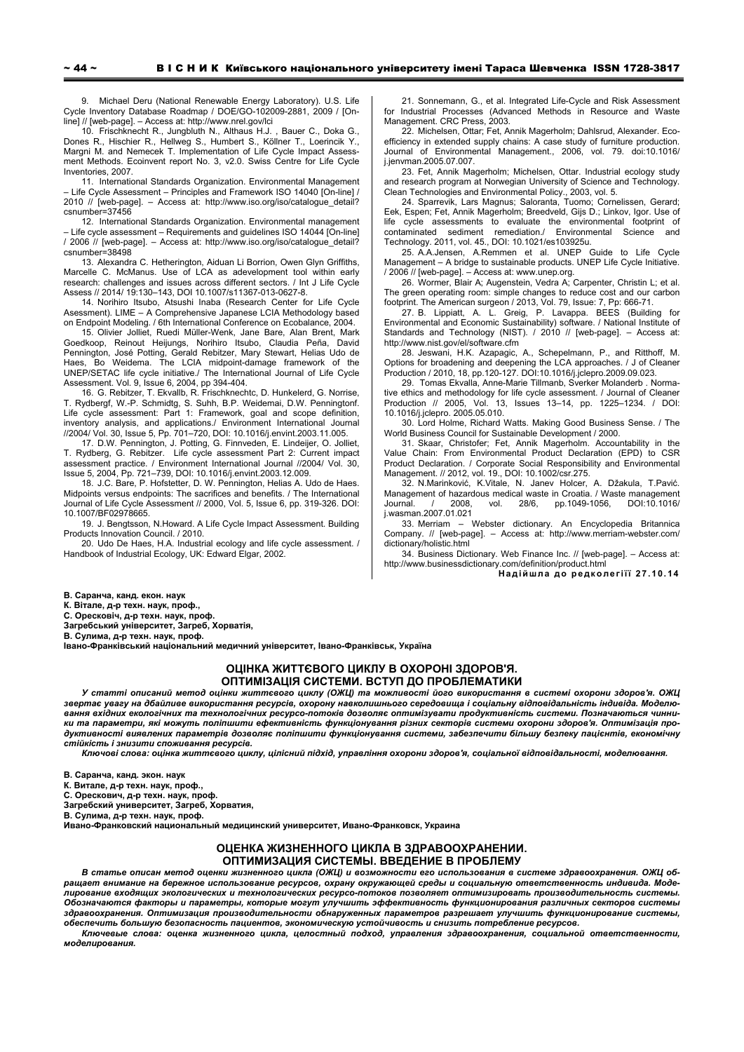9. Michael Deru (National Renewable Energy Laboratory). U.S. Life Cycle Inventory Database Roadmap / DOE/GO-102009-2881, 2009 / [On-line] // [web-page]. – Access at: http://www.nrel.gov/lci

10. Frischknecht R., Jungbluth N., Althaus H.J. , Bauer C., Doka G., Dones R., Hischier R., Hellweg S., Humbert S., Köllner T., Loerincik Y., Margni M. and Nemecek T. Implementation of Life Cycle Impact Assessment Methods. Ecoinvent report No. 3, v2.0. Swiss Centre for Life Cycle Inventories, 2007.

11. International Standards Organization. Environmental Management – Life Cycle Assessment – Principles and Framework ISO 14040 [On-line] / 2010 // [web-page]. – Access at: http://www.iso.org/iso/catalogue_detail?csnumber=37456

12. International Standards Organization. Environmental management – Life cycle assessment – Requirements and guidelines ISO 14044 [On-line] / 2006 // [web-page]. – Access at: http://www.iso.org/iso/catalogue_detail?csnumber=38498

13. Alexandra C. Hetherington, Aiduan Li Borrion, Owen Glyn Griffiths, Marcelle C. McManus. Use of LCA as adevelopment tool within early research: challenges and issues across different sectors. / Int J Life Cycle Assess // 2014/ 19:130–143, DOI 10.1007/s11367-013-0627-8.

14. Norihiro Itsubo, Atsushi Inaba (Research Center for Life Cycle Asessment). LIME – A Comprehensive Japanese LCIA Methodology based on Endpoint Modeling. / 6th International Conference on Ecobalance, 2004.

15. Olivier Jolliet, Ruedi Müller-Wenk, Jane Bare, Alan Brent, Mark Goedkoop, Reinout Heijungs, Norihiro Itsubo, Claudia Peña, David Pennington, José Potting, Gerald Rebitzer, Mary Stewart, Helias Udo de Haes, Bo Weidema. The LCIA midpoint-damage framework of the UNEP/SETAC life cycle initiative./ The International Journal of Life Cycle Assessment. Vol. 9, Issue 6, 2004, pp 394-404.

16. G. Rebitzer, T. Ekvallb, R. Frischknechtc, D. Hunkelerd, G. Norrise, T. Rydbergf, W.-P. Schmidtg, S. Suhh, B.P. Weidemai, D.W. Penningtonf. Life cycle assessment: Part 1: Framework, goal and scope definition, inventory analysis, and applications./ Environment International Journal //2004/ Vol. 30, Issue 5, Pp. 701–720, DOI: 10.1016/j.envint.2003.11.005.

17. D.W. Pennington, J. Potting, G. Finnveden, E. Lindeijer, O. Jolliet, T. Rydberg, G. Rebitzer. Life cycle assessment Part 2: Current impact assessment practice. / Environment International Journal //2004/ Vol. 30, Issue 5, 2004, Pp. 721–739, DOI: 10.1016/j.envint.2003.12.009.

18. J.C. Bare, P. Hofstetter, D. W. Pennington, Helias A. Udo de Haes. Midpoints versus endpoints: The sacrifices and benefits. / The International Journal of Life Cycle Assessment // 2000, Vol. 5, Issue 6, pp. 319-326. DOI: 10.1007/BF02978665.

19. J. Bengtsson, N.Howard. A Life Cycle Impact Assessment. Building Products Innovation Council. / 2010.

20. Udo De Haes, H.A. Industrial ecology and life cycle assessment. / Handbook of Industrial Ecology, UK: Edward Elgar, 2002.

21. Sonnemann, G., et al. Integrated Life-Cycle and Risk Assessment for Industrial Processes (Advanced Methods in Resource and Waste Management. CRC Press, 2003.

22. Michelsen, Ottar; Fet, Annik Magerholm; Dahlsrud, Alexander. Eco-efficiency in extended supply chains: A case study of furniture production. Journal of Environmental Management., 2006, vol. 79. doi:10.1016/j.jenvman.2005.07.007.

23. Fet, Annik Magerholm; Michelsen, Ottar. Industrial ecology study and research program at Norwegian University of Science and Technology. Clean Technologies and Environmental Policy., 2003, vol. 5.

24. Sparrevik, Lars Magnus; Saloranta, Tuomo; Cornelissen, Gerard; Eek, Espen; Fet, Annik Magerholm; Breedveld, Gijs D.; Linkov, Igor. Use of life cycle assessments to evaluate the environmental footprint of contaminated sediment remediation./ Environmental Science and Technology. 2011, vol. 45., DOI: 10.1021/es103925u.

25. A.A.Jensen, A.Remmen et al. UNEP Guide to Life Cycle Management – A bridge to sustainable products. UNEP Life Cycle Initiative. / 2006 // [web-page]. – Access at: www.unep.org.

26. Wormer, Blair A; Augenstein, Vedra A; Carpenter, Christin L; et al. The green operating room: simple changes to reduce cost and our carbon footprint. The American surgeon / 2013, Vol. 79, Issue: 7, Pp: 666-71.

27. B. Lippiatt, A. L. Greig, P. Lavappa. BEES (Building for Environmental and Economic Sustainability) software. / National Institute of Standards and Technology (NIST). / 2010 // [web-page]. – Access at: http://www.nist.gov/el/software.cfm

28. Jeswani, H.K. Azapagic, A., Schepelmann, P., and Ritthoff, M. Options for broadening and deepening the LCA approaches. / J of Cleaner Production / 2010, 18, pp.120-127. DOI:10.1016/j.jclepro.2009.09.023.

29. Tomas Ekvalla, Anne-Marie Tillmanb, Sverker Molanderb . Normative ethics and methodology for life cycle assessment. / Journal of Cleaner Production // 2005, Vol. 13, Issues 13–14, pp. 1225–1234. / DOI: 10.1016/j.jclepro. 2005.05.010.

30. Lord Holme, Richard Watts. Making Good Business Sense. / The World Business Council for Sustainable Development / 2000.

31. Skaar, Christofer; Fet, Annik Magerholm. Accountability in the Value Chain: From Environmental Product Declaration (EPD) to CSR Product Declaration. / Corporate Social Responsibility and Environmental Management. // 2012, vol. 19., DOI: 10.1002/csr.275.

32. N.Marinković, K.Vitale, N. Janev Holcer, A. Džakula, T.Pavić. Management of hazardous medical waste in Croatia. / Waste management Journal. / 2008, vol. 28/6, pp.1049-1056, DOI:10.1016/j.wasman.2007.01.021

33. Merriam – Webster dictionary. An Encyclopedia Britannica Company. // [web-page]. – Access at: http://www.merriam-webster.com/dictionary/holistic.html

34. Business Dictionary. Web Finance Inc. // [web-page]. – Access at: http://www.businessdictionary.com/definition/product.html

**Надійшла до редколегіїї 27.10.14**

**В. Саранча, канд. екон. наук**
**К. Вітале, д-р техн. наук, проф.,**
**С. Оресковіч, д-р техн. наук, проф.**
**Загребський університет, Загреб, Хорватія,**
**В. Сулима, д-р техн. наук, проф.**
**Івано-Франківський національний медичний університет, Івано-Франківськ, Україна**

## ОЦІНКА ЖИТТЄВОГО ЦИКЛУ В ОХОРОНІ ЗДОРОВ'Я. ОПТИМІЗАЦІЯ СИСТЕМИ. ВСТУП ДО ПРОБЛЕМАТИКИ

***У статті описаний метод оцінки життєвого циклу (ОЖЦ) та можливості його використання в системі охорони здоров'я. ОЖЦ звертає увагу на дбайливе використання ресурсів, охорону навколишнього середовища і соціальну відповідальність індивіда. Моделювання вхідних екологічних та технологічних ресурсо-потоків дозволяє оптимізувати продуктивність системи. Позначаються чинники та параметри, які можуть поліпшити ефективність функціонування різних секторів системи охорони здоров'я. Оптимізація продуктивності виявлених параметрів дозволяє поліпшити функціонування системи, забезпечити більшу безпеку пацієнтів, економічну стійкість і знизити споживання ресурсів.***

***Ключові слова: оцінка життєвого циклу, цілісний підхід, управління охорони здоров'я, соціальної відповідальності, моделювання.***

**В. Саранча, канд. экон. наук**
**К. Витале, д-р техн. наук, проф.,**
**С. Орескович, д-р техн. наук, проф.**
**Загребский университет, Загреб, Хорватия,**
**В. Сулима, д-р техн. наук, проф.**
**Ивано-Франковский национальный медицинский университет, Ивано-Франковск, Украина**

## ОЦЕНКА ЖИЗНЕННОГО ЦИКЛА В ЗДРАВООХРАНЕНИИ. ОПТИМИЗАЦИЯ СИСТЕМЫ. ВВЕДЕНИЕ В ПРОБЛЕМУ

***В статье описан метод оценки жизненного цикла (ОЖЦ) и возможности его использования в системе здравоохранения. ОЖЦ обращает внимание на бережное использование ресурсов, охрану окружающей среды и социальную ответственность индивида. Моделирование входящих экологических и технологических ресурсо-потоков позволяет оптимизировать производительность системы. Обозначаются факторы и параметры, которые могут улучшить эффективность функционирования различных секторов системы здравоохранения. Оптимизация производительности обнаруженных параметров разрешает улучшить функционирование системы, обеспечить большую безопасность пациентов, экономическую устойчивость и снизить потребление ресурсов.***

***Ключевые слова: оценка жизненного цикла, целостный подход, управления здравоохранения, социальной ответственности, моделирования.***